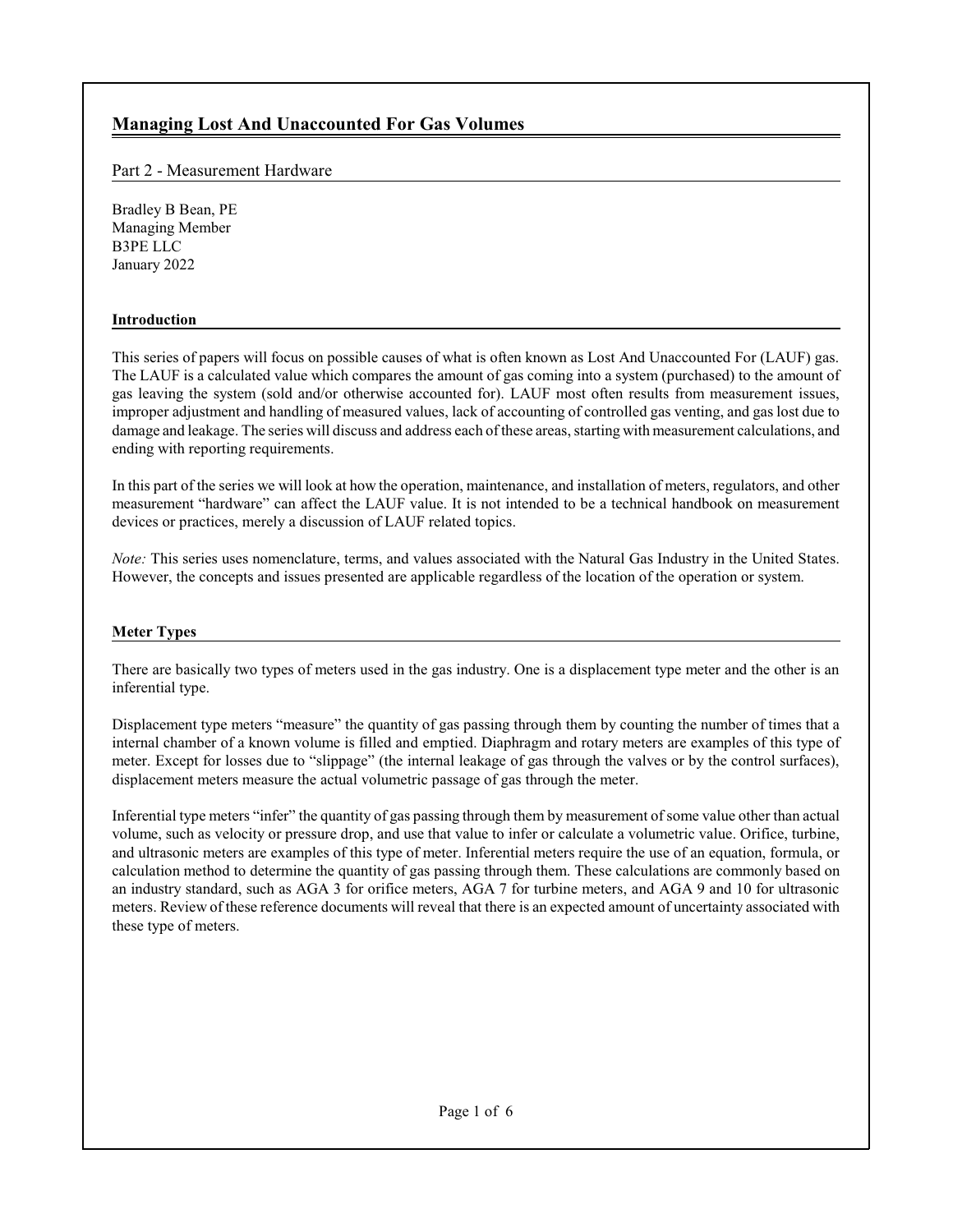# Managing Lost And Unaccounted For Gas Volumes

## Part 2 - Measurement Hardware

Bradley B Bean, PE
Managing Member
B3PE LLC
January 2022

### Introduction

This series of papers will focus on possible causes of what is often known as Lost And Unaccounted For (LAUF) gas. The LAUF is a calculated value which compares the amount of gas coming into a system (purchased) to the amount of gas leaving the system (sold and/or otherwise accounted for). LAUF most often results from measurement issues, improper adjustment and handling of measured values, lack of accounting of controlled gas venting, and gas lost due to damage and leakage. The series will discuss and address each of these areas, starting with measurement calculations, and ending with reporting requirements.

In this part of the series we will look at how the operation, maintenance, and installation of meters, regulators, and other measurement "hardware" can affect the LAUF value. It is not intended to be a technical handbook on measurement devices or practices, merely a discussion of LAUF related topics.

*Note:* This series uses nomenclature, terms, and values associated with the Natural Gas Industry in the United States. However, the concepts and issues presented are applicable regardless of the location of the operation or system.

### Meter Types

There are basically two types of meters used in the gas industry. One is a displacement type meter and the other is an inferential type.

Displacement type meters "measure" the quantity of gas passing through them by counting the number of times that a internal chamber of a known volume is filled and emptied. Diaphragm and rotary meters are examples of this type of meter. Except for losses due to "slippage" (the internal leakage of gas through the valves or by the control surfaces), displacement meters measure the actual volumetric passage of gas through the meter.

Inferential type meters "infer" the quantity of gas passing through them by measurement of some value other than actual volume, such as velocity or pressure drop, and use that value to infer or calculate a volumetric value. Orifice, turbine, and ultrasonic meters are examples of this type of meter. Inferential meters require the use of an equation, formula, or calculation method to determine the quantity of gas passing through them. These calculations are commonly based on an industry standard, such as AGA 3 for orifice meters, AGA 7 for turbine meters, and AGA 9 and 10 for ultrasonic meters. Review of these reference documents will reveal that there is an expected amount of uncertainty associated with these type of meters.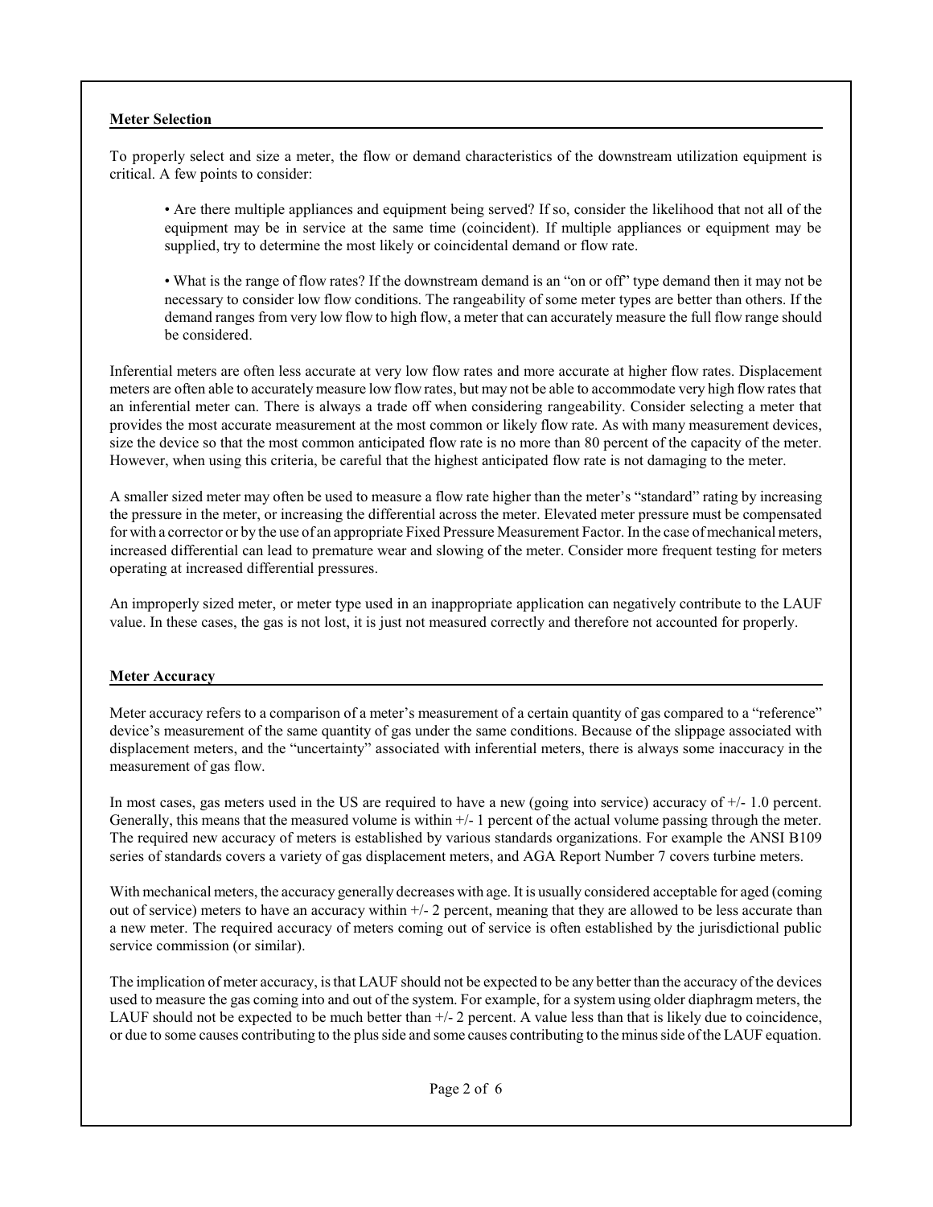## Meter Selection

To properly select and size a meter, the flow or demand characteristics of the downstream utilization equipment is critical. A few points to consider:

- Are there multiple appliances and equipment being served? If so, consider the likelihood that not all of the equipment may be in service at the same time (coincident). If multiple appliances or equipment may be supplied, try to determine the most likely or coincidental demand or flow rate.

- What is the range of flow rates? If the downstream demand is an "on or off" type demand then it may not be necessary to consider low flow conditions. The rangeability of some meter types are better than others. If the demand ranges from very low flow to high flow, a meter that can accurately measure the full flow range should be considered.

Inferential meters are often less accurate at very low flow rates and more accurate at higher flow rates. Displacement meters are often able to accurately measure low flow rates, but may not be able to accommodate very high flow rates that an inferential meter can. There is always a trade off when considering rangeability. Consider selecting a meter that provides the most accurate measurement at the most common or likely flow rate. As with many measurement devices, size the device so that the most common anticipated flow rate is no more than 80 percent of the capacity of the meter. However, when using this criteria, be careful that the highest anticipated flow rate is not damaging to the meter.

A smaller sized meter may often be used to measure a flow rate higher than the meter's "standard" rating by increasing the pressure in the meter, or increasing the differential across the meter. Elevated meter pressure must be compensated for with a corrector or by the use of an appropriate Fixed Pressure Measurement Factor. In the case of mechanical meters, increased differential can lead to premature wear and slowing of the meter. Consider more frequent testing for meters operating at increased differential pressures.

An improperly sized meter, or meter type used in an inappropriate application can negatively contribute to the LAUF value. In these cases, the gas is not lost, it is just not measured correctly and therefore not accounted for properly.

## Meter Accuracy

Meter accuracy refers to a comparison of a meter's measurement of a certain quantity of gas compared to a "reference" device's measurement of the same quantity of gas under the same conditions. Because of the slippage associated with displacement meters, and the "uncertainty" associated with inferential meters, there is always some inaccuracy in the measurement of gas flow.

In most cases, gas meters used in the US are required to have a new (going into service) accuracy of +/- 1.0 percent. Generally, this means that the measured volume is within +/- 1 percent of the actual volume passing through the meter. The required new accuracy of meters is established by various standards organizations. For example the ANSI B109 series of standards covers a variety of gas displacement meters, and AGA Report Number 7 covers turbine meters.

With mechanical meters, the accuracy generally decreases with age. It is usually considered acceptable for aged (coming out of service) meters to have an accuracy within +/- 2 percent, meaning that they are allowed to be less accurate than a new meter. The required accuracy of meters coming out of service is often established by the jurisdictional public service commission (or similar).

The implication of meter accuracy, is that LAUF should not be expected to be any better than the accuracy of the devices used to measure the gas coming into and out of the system. For example, for a system using older diaphragm meters, the LAUF should not be expected to be much better than +/- 2 percent. A value less than that is likely due to coincidence, or due to some causes contributing to the plus side and some causes contributing to the minus side of the LAUF equation.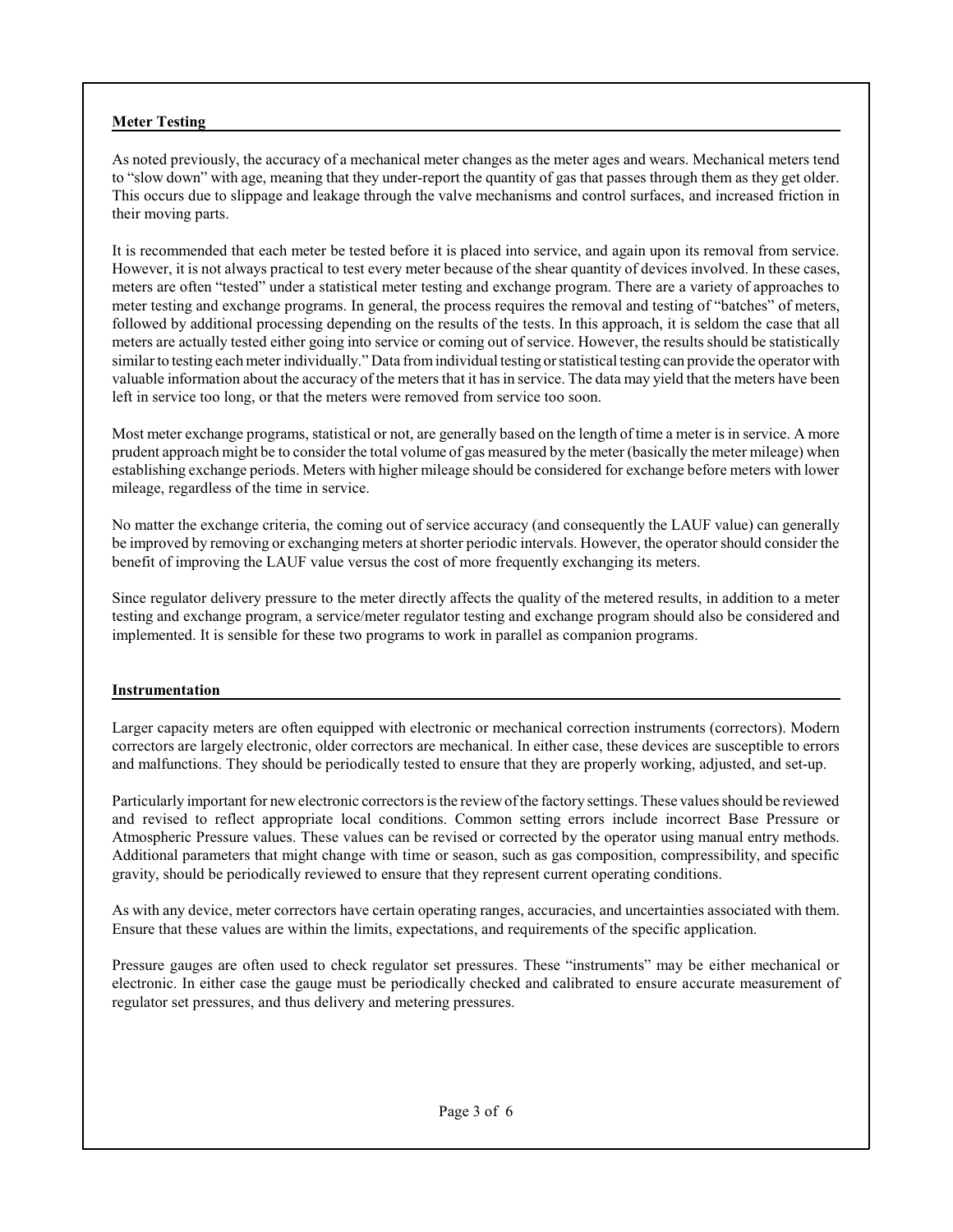## Meter Testing

As noted previously, the accuracy of a mechanical meter changes as the meter ages and wears. Mechanical meters tend to "slow down" with age, meaning that they under-report the quantity of gas that passes through them as they get older. This occurs due to slippage and leakage through the valve mechanisms and control surfaces, and increased friction in their moving parts.

It is recommended that each meter be tested before it is placed into service, and again upon its removal from service. However, it is not always practical to test every meter because of the shear quantity of devices involved. In these cases, meters are often "tested" under a statistical meter testing and exchange program. There are a variety of approaches to meter testing and exchange programs. In general, the process requires the removal and testing of "batches" of meters, followed by additional processing depending on the results of the tests. In this approach, it is seldom the case that all meters are actually tested either going into service or coming out of service. However, the results should be statistically similar to testing each meter individually." Data from individual testing or statistical testing can provide the operator with valuable information about the accuracy of the meters that it has in service. The data may yield that the meters have been left in service too long, or that the meters were removed from service too soon.

Most meter exchange programs, statistical or not, are generally based on the length of time a meter is in service. A more prudent approach might be to consider the total volume of gas measured by the meter (basically the meter mileage) when establishing exchange periods. Meters with higher mileage should be considered for exchange before meters with lower mileage, regardless of the time in service.

No matter the exchange criteria, the coming out of service accuracy (and consequently the LAUF value) can generally be improved by removing or exchanging meters at shorter periodic intervals. However, the operator should consider the benefit of improving the LAUF value versus the cost of more frequently exchanging its meters.

Since regulator delivery pressure to the meter directly affects the quality of the metered results, in addition to a meter testing and exchange program, a service/meter regulator testing and exchange program should also be considered and implemented. It is sensible for these two programs to work in parallel as companion programs.

## Instrumentation

Larger capacity meters are often equipped with electronic or mechanical correction instruments (correctors). Modern correctors are largely electronic, older correctors are mechanical. In either case, these devices are susceptible to errors and malfunctions. They should be periodically tested to ensure that they are properly working, adjusted, and set-up.

Particularly important for new electronic correctors is the review of the factory settings. These values should be reviewed and revised to reflect appropriate local conditions. Common setting errors include incorrect Base Pressure or Atmospheric Pressure values. These values can be revised or corrected by the operator using manual entry methods. Additional parameters that might change with time or season, such as gas composition, compressibility, and specific gravity, should be periodically reviewed to ensure that they represent current operating conditions.

As with any device, meter correctors have certain operating ranges, accuracies, and uncertainties associated with them. Ensure that these values are within the limits, expectations, and requirements of the specific application.

Pressure gauges are often used to check regulator set pressures. These "instruments" may be either mechanical or electronic. In either case the gauge must be periodically checked and calibrated to ensure accurate measurement of regulator set pressures, and thus delivery and metering pressures.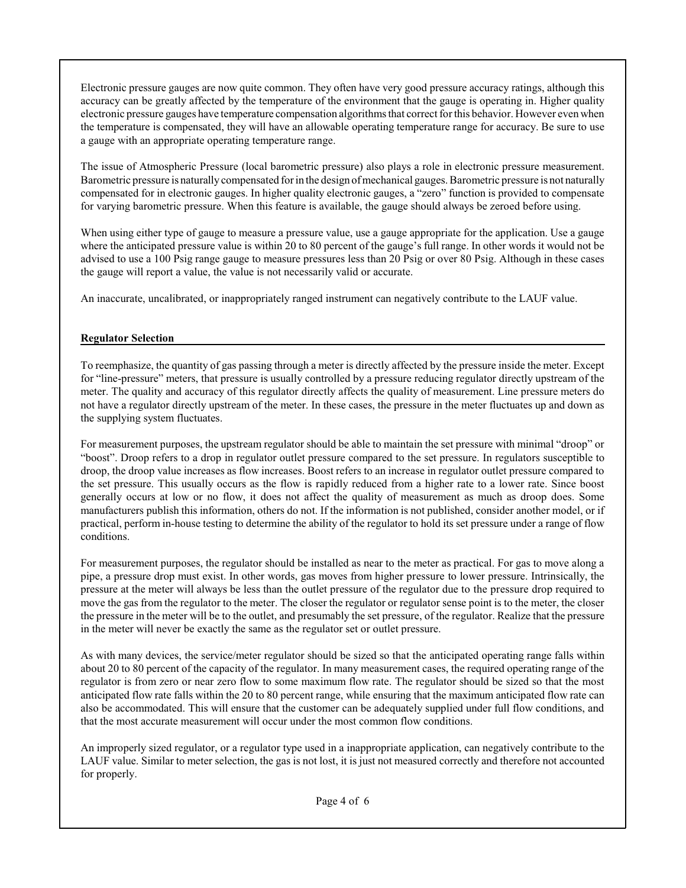Electronic pressure gauges are now quite common. They often have very good pressure accuracy ratings, although this accuracy can be greatly affected by the temperature of the environment that the gauge is operating in. Higher quality electronic pressure gauges have temperature compensation algorithms that correct for this behavior. However even when the temperature is compensated, they will have an allowable operating temperature range for accuracy. Be sure to use a gauge with an appropriate operating temperature range.

The issue of Atmospheric Pressure (local barometric pressure) also plays a role in electronic pressure measurement. Barometric pressure is naturally compensated for in the design of mechanical gauges. Barometric pressure is not naturally compensated for in electronic gauges. In higher quality electronic gauges, a "zero" function is provided to compensate for varying barometric pressure. When this feature is available, the gauge should always be zeroed before using.

When using either type of gauge to measure a pressure value, use a gauge appropriate for the application. Use a gauge where the anticipated pressure value is within 20 to 80 percent of the gauge's full range. In other words it would not be advised to use a 100 Psig range gauge to measure pressures less than 20 Psig or over 80 Psig. Although in these cases the gauge will report a value, the value is not necessarily valid or accurate.

An inaccurate, uncalibrated, or inappropriately ranged instrument can negatively contribute to the LAUF value.

**Regulator Selection**

To reemphasize, the quantity of gas passing through a meter is directly affected by the pressure inside the meter. Except for "line-pressure" meters, that pressure is usually controlled by a pressure reducing regulator directly upstream of the meter. The quality and accuracy of this regulator directly affects the quality of measurement. Line pressure meters do not have a regulator directly upstream of the meter. In these cases, the pressure in the meter fluctuates up and down as the supplying system fluctuates.

For measurement purposes, the upstream regulator should be able to maintain the set pressure with minimal "droop" or "boost". Droop refers to a drop in regulator outlet pressure compared to the set pressure. In regulators susceptible to droop, the droop value increases as flow increases. Boost refers to an increase in regulator outlet pressure compared to the set pressure. This usually occurs as the flow is rapidly reduced from a higher rate to a lower rate. Since boost generally occurs at low or no flow, it does not affect the quality of measurement as much as droop does. Some manufacturers publish this information, others do not. If the information is not published, consider another model, or if practical, perform in-house testing to determine the ability of the regulator to hold its set pressure under a range of flow conditions.

For measurement purposes, the regulator should be installed as near to the meter as practical. For gas to move along a pipe, a pressure drop must exist. In other words, gas moves from higher pressure to lower pressure. Intrinsically, the pressure at the meter will always be less than the outlet pressure of the regulator due to the pressure drop required to move the gas from the regulator to the meter. The closer the regulator or regulator sense point is to the meter, the closer the pressure in the meter will be to the outlet, and presumably the set pressure, of the regulator. Realize that the pressure in the meter will never be exactly the same as the regulator set or outlet pressure.

As with many devices, the service/meter regulator should be sized so that the anticipated operating range falls within about 20 to 80 percent of the capacity of the regulator. In many measurement cases, the required operating range of the regulator is from zero or near zero flow to some maximum flow rate. The regulator should be sized so that the most anticipated flow rate falls within the 20 to 80 percent range, while ensuring that the maximum anticipated flow rate can also be accommodated. This will ensure that the customer can be adequately supplied under full flow conditions, and that the most accurate measurement will occur under the most common flow conditions.

An improperly sized regulator, or a regulator type used in a inappropriate application, can negatively contribute to the LAUF value. Similar to meter selection, the gas is not lost, it is just not measured correctly and therefore not accounted for properly.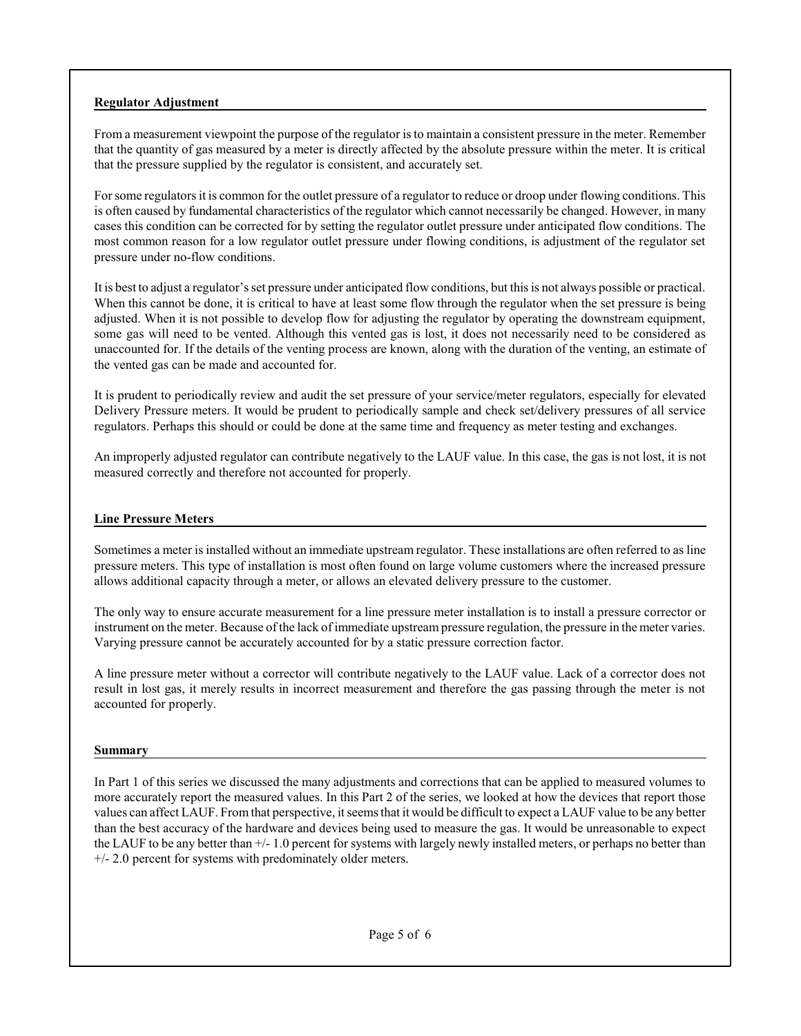### Regulator Adjustment

From a measurement viewpoint the purpose of the regulator is to maintain a consistent pressure in the meter. Remember that the quantity of gas measured by a meter is directly affected by the absolute pressure within the meter. It is critical that the pressure supplied by the regulator is consistent, and accurately set.

For some regulators it is common for the outlet pressure of a regulator to reduce or droop under flowing conditions. This is often caused by fundamental characteristics of the regulator which cannot necessarily be changed. However, in many cases this condition can be corrected for by setting the regulator outlet pressure under anticipated flow conditions. The most common reason for a low regulator outlet pressure under flowing conditions, is adjustment of the regulator set pressure under no-flow conditions.

It is best to adjust a regulator's set pressure under anticipated flow conditions, but this is not always possible or practical. When this cannot be done, it is critical to have at least some flow through the regulator when the set pressure is being adjusted. When it is not possible to develop flow for adjusting the regulator by operating the downstream equipment, some gas will need to be vented. Although this vented gas is lost, it does not necessarily need to be considered as unaccounted for. If the details of the venting process are known, along with the duration of the venting, an estimate of the vented gas can be made and accounted for.

It is prudent to periodically review and audit the set pressure of your service/meter regulators, especially for elevated Delivery Pressure meters. It would be prudent to periodically sample and check set/delivery pressures of all service regulators. Perhaps this should or could be done at the same time and frequency as meter testing and exchanges.

An improperly adjusted regulator can contribute negatively to the LAUF value. In this case, the gas is not lost, it is not measured correctly and therefore not accounted for properly.

### Line Pressure Meters

Sometimes a meter is installed without an immediate upstream regulator. These installations are often referred to as line pressure meters. This type of installation is most often found on large volume customers where the increased pressure allows additional capacity through a meter, or allows an elevated delivery pressure to the customer.

The only way to ensure accurate measurement for a line pressure meter installation is to install a pressure corrector or instrument on the meter. Because of the lack of immediate upstream pressure regulation, the pressure in the meter varies. Varying pressure cannot be accurately accounted for by a static pressure correction factor.

A line pressure meter without a corrector will contribute negatively to the LAUF value. Lack of a corrector does not result in lost gas, it merely results in incorrect measurement and therefore the gas passing through the meter is not accounted for properly.

### Summary

In Part 1 of this series we discussed the many adjustments and corrections that can be applied to measured volumes to more accurately report the measured values. In this Part 2 of the series, we looked at how the devices that report those values can affect LAUF. From that perspective, it seems that it would be difficult to expect a LAUF value to be any better than the best accuracy of the hardware and devices being used to measure the gas. It would be unreasonable to expect the LAUF to be any better than +/- 1.0 percent for systems with largely newly installed meters, or perhaps no better than +/- 2.0 percent for systems with predominately older meters.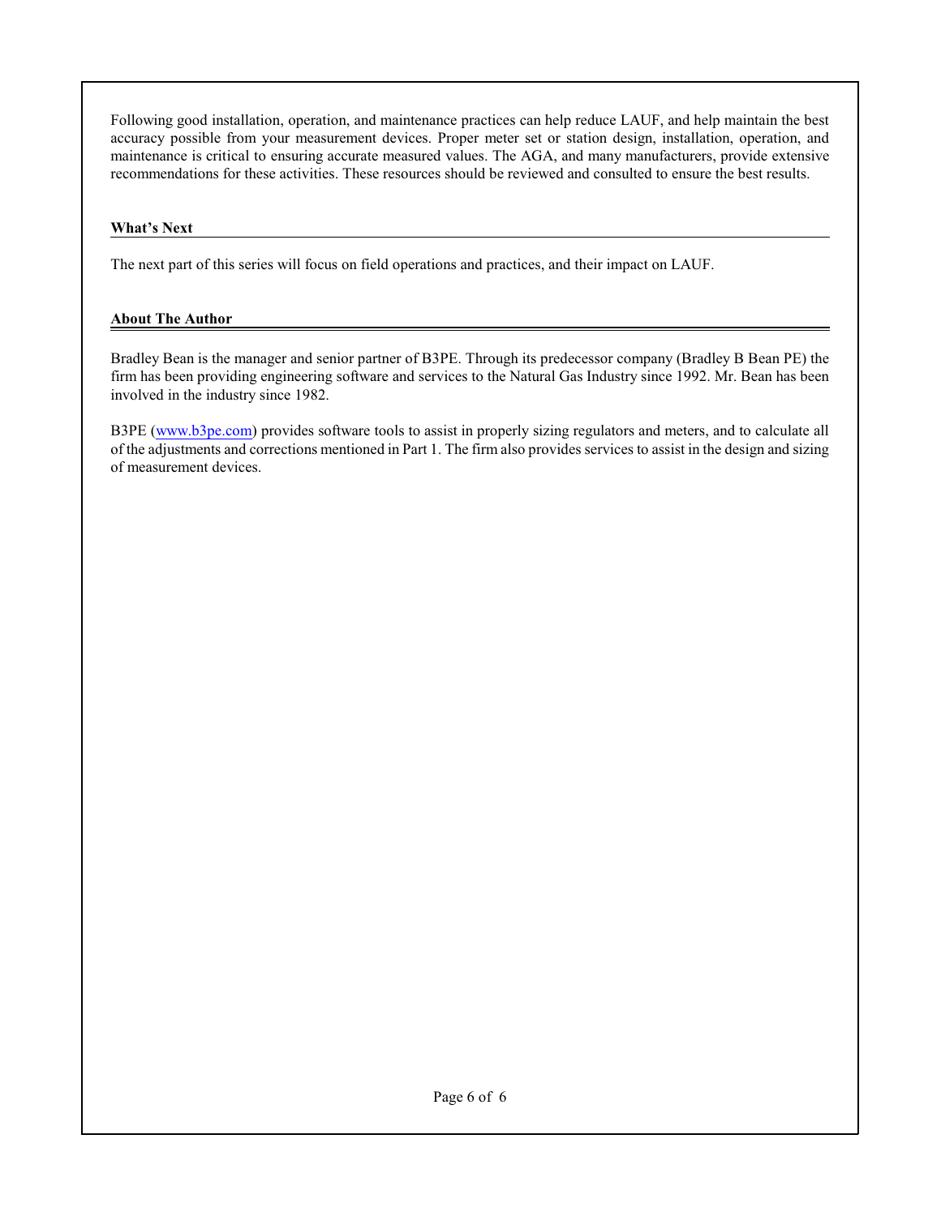Following good installation, operation, and maintenance practices can help reduce LAUF, and help maintain the best accuracy possible from your measurement devices. Proper meter set or station design, installation, operation, and maintenance is critical to ensuring accurate measured values. The AGA, and many manufacturers, provide extensive recommendations for these activities. These resources should be reviewed and consulted to ensure the best results.

## What's Next

The next part of this series will focus on field operations and practices, and their impact on LAUF.

## About The Author

Bradley Bean is the manager and senior partner of B3PE. Through its predecessor company (Bradley B Bean PE) the firm has been providing engineering software and services to the Natural Gas Industry since 1992. Mr. Bean has been involved in the industry since 1982.

B3PE ([www.b3pe.com](http://www.b3pe.com)) provides software tools to assist in properly sizing regulators and meters, and to calculate all of the adjustments and corrections mentioned in Part 1. The firm also provides services to assist in the design and sizing of measurement devices.